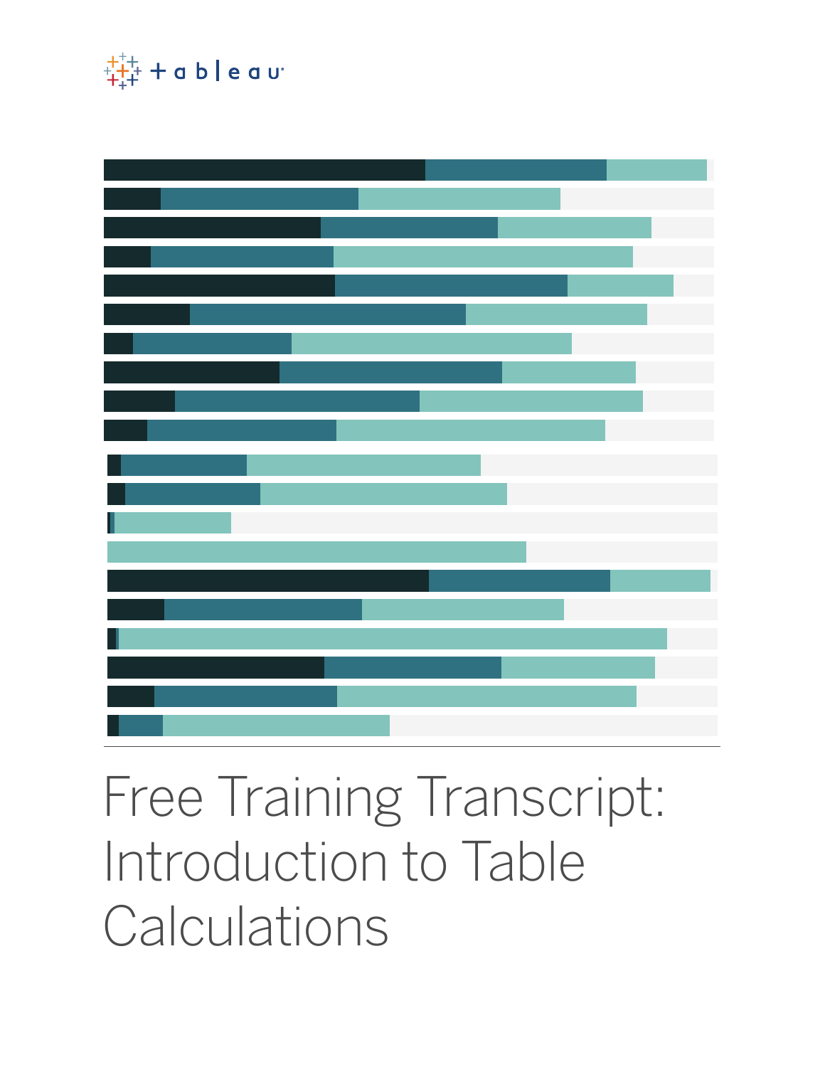# Free Training Transcript: Introduction to Table Calculations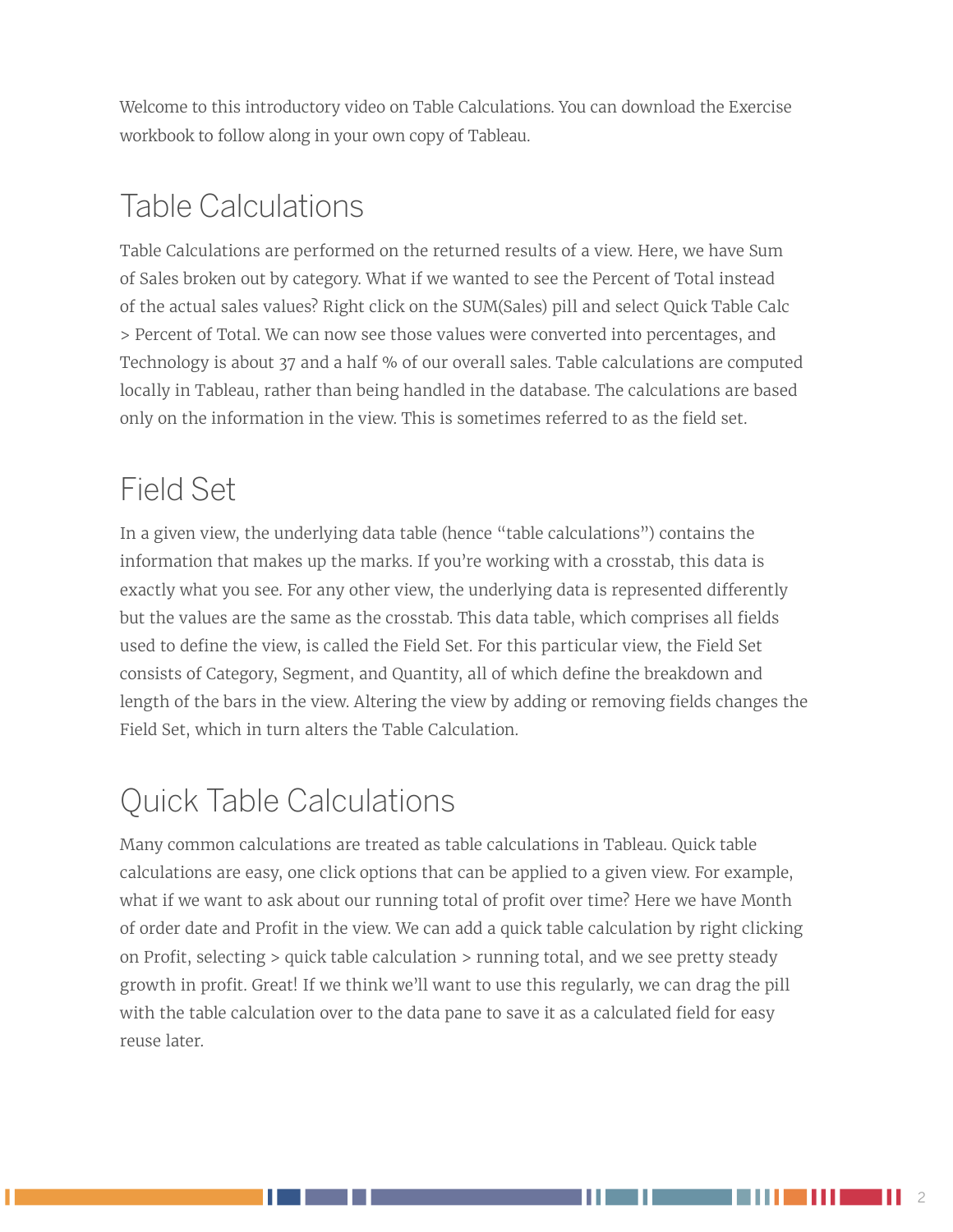Welcome to this introductory video on Table Calculations. You can download the Exercise workbook to follow along in your own copy of Tableau.

## Table Calculations

Table Calculations are performed on the returned results of a view. Here, we have Sum of Sales broken out by category. What if we wanted to see the Percent of Total instead of the actual sales values? Right click on the SUM(Sales) pill and select Quick Table Calc > Percent of Total. We can now see those values were converted into percentages, and Technology is about 37 and a half % of our overall sales. Table calculations are computed locally in Tableau, rather than being handled in the database. The calculations are based only on the information in the view. This is sometimes referred to as the field set.

## Field Set

In a given view, the underlying data table (hence "table calculations") contains the information that makes up the marks. If you're working with a crosstab, this data is exactly what you see. For any other view, the underlying data is represented differently but the values are the same as the crosstab. This data table, which comprises all fields used to define the view, is called the Field Set. For this particular view, the Field Set consists of Category, Segment, and Quantity, all of which define the breakdown and length of the bars in the view. Altering the view by adding or removing fields changes the Field Set, which in turn alters the Table Calculation.

## Quick Table Calculations

Many common calculations are treated as table calculations in Tableau. Quick table calculations are easy, one click options that can be applied to a given view. For example, what if we want to ask about our running total of profit over time? Here we have Month of order date and Profit in the view. We can add a quick table calculation by right clicking on Profit, selecting > quick table calculation > running total, and we see pretty steady growth in profit. Great! If we think we'll want to use this regularly, we can drag the pill with the table calculation over to the data pane to save it as a calculated field for easy reuse later.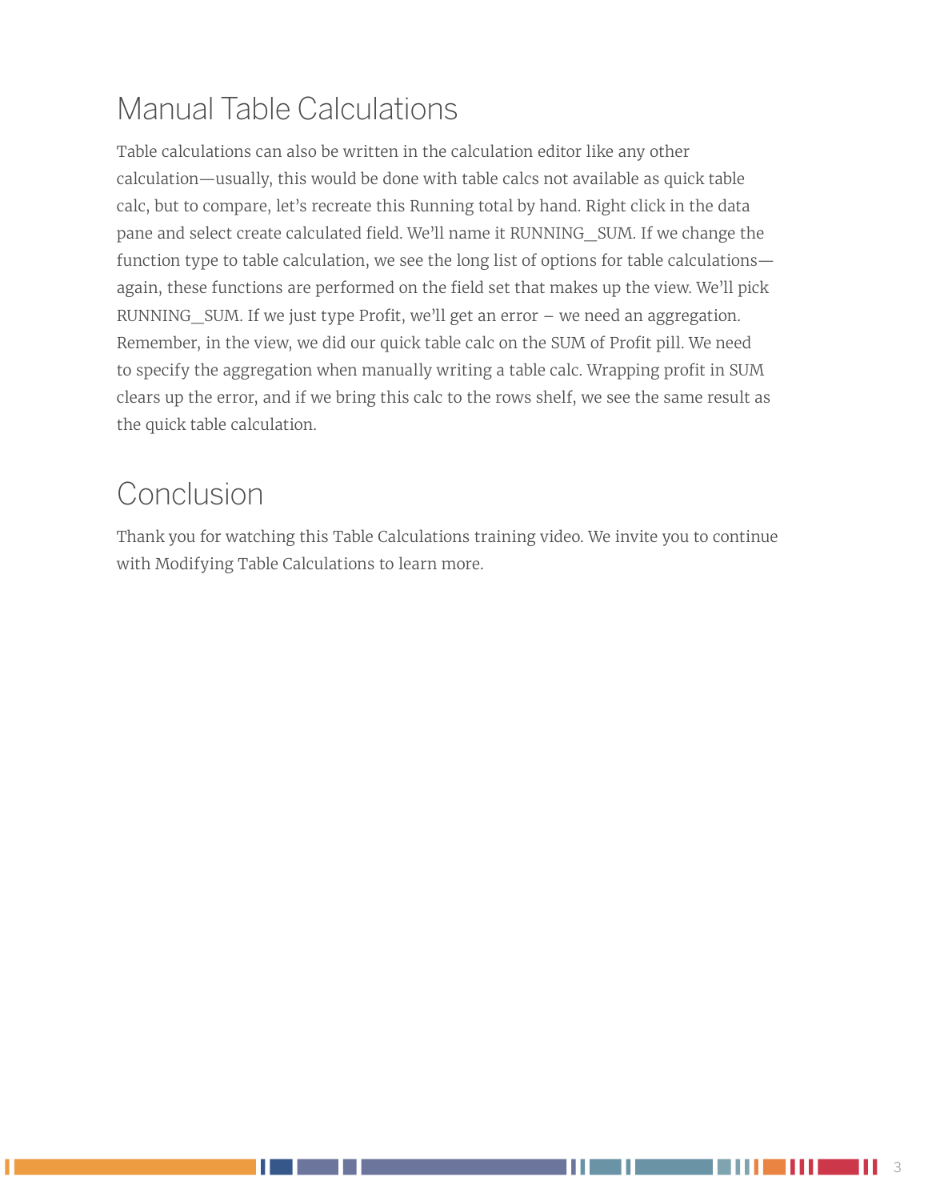## Manual Table Calculations

Table calculations can also be written in the calculation editor like any other calculation—usually, this would be done with table calcs not available as quick table calc, but to compare, let's recreate this Running total by hand. Right click in the data pane and select create calculated field. We'll name it RUNNING_SUM. If we change the function type to table calculation, we see the long list of options for table calculations—again, these functions are performed on the field set that makes up the view. We'll pick RUNNING_SUM. If we just type Profit, we'll get an error – we need an aggregation. Remember, in the view, we did our quick table calc on the SUM of Profit pill. We need to specify the aggregation when manually writing a table calc. Wrapping profit in SUM clears up the error, and if we bring this calc to the rows shelf, we see the same result as the quick table calculation.

## Conclusion

Thank you for watching this Table Calculations training video. We invite you to continue with Modifying Table Calculations to learn more.